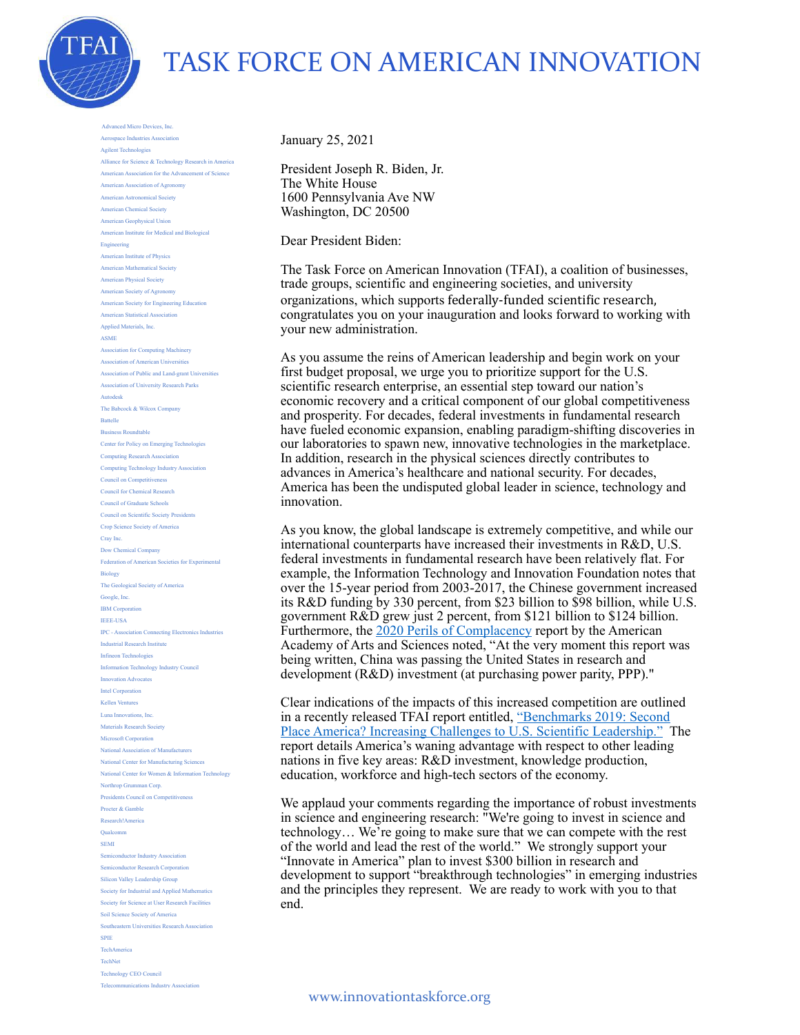# TASK FORCE ON AMERICAN INNOVATION

Advanced Micro Devices, Inc.
Aerospace Industries Association
Agilent Technologies
Alliance for Science & Technology Research in America
American Association for the Advancement of Science
American Association of Agronomy
American Astronomical Society
American Chemical Society
American Geophysical Union
American Institute for Medical and Biological Engineering
American Institute of Physics
American Mathematical Society
American Physical Society
American Society of Agronomy
American Society for Engineering Education
American Statistical Association
Applied Materials, Inc.
ASME
Association for Computing Machinery
Association of American Universities
Association of Public and Land-grant Universities
Association of University Research Parks
Autodesk
The Babcock & Wilcox Company
Battelle
Business Roundtable
Center for Policy on Emerging Technologies
Computing Research Association
Computing Technology Industry Association
Council on Competitiveness
Council for Chemical Research
Council of Graduate Schools
Council on Scientific Society Presidents
Crop Science Society of America
Cray Inc.
Dow Chemical Company
Federation of American Societies for Experimental Biology
The Geological Society of America
Google, Inc.
IBM Corporation
IEEE-USA
IPC - Association Connecting Electronics Industries
Industrial Research Institute
Infineon Technologies
Information Technology Industry Council
Innovation Advocates
Intel Corporation
Kellen Ventures
Luna Innovations, Inc.
Materials Research Society
Microsoft Corporation
National Association of Manufacturers
National Center for Manufacturing Sciences
National Center for Women & Information Technology
Northrop Grumman Corp.
Presidents Council on Competitiveness
Procter & Gamble
Research!America
Qualcomm
SEMI
Semiconductor Industry Association
Semiconductor Research Corporation
Silicon Valley Leadership Group
Society for Industrial and Applied Mathematics
Society for Science at User Research Facilities
Soil Science Society of America
Southeastern Universities Research Association
SPIE
TechAmerica
TechNet
Technology CEO Council
Telecommunications Industry Association

January 25, 2021

President Joseph R. Biden, Jr.
The White House
1600 Pennsylvania Ave NW
Washington, DC 20500

Dear President Biden:

The Task Force on American Innovation (TFAI), a coalition of businesses, trade groups, scientific and engineering societies, and university organizations, which supports federally-funded scientific research, congratulates you on your inauguration and looks forward to working with your new administration.

As you assume the reins of American leadership and begin work on your first budget proposal, we urge you to prioritize support for the U.S. scientific research enterprise, an essential step toward our nation's economic recovery and a critical component of our global competitiveness and prosperity. For decades, federal investments in fundamental research have fueled economic expansion, enabling paradigm-shifting discoveries in our laboratories to spawn new, innovative technologies in the marketplace. In addition, research in the physical sciences directly contributes to advances in America's healthcare and national security. For decades, America has been the undisputed global leader in science, technology and innovation.

As you know, the global landscape is extremely competitive, and while our international counterparts have increased their investments in R&D, U.S. federal investments in fundamental research have been relatively flat. For example, the Information Technology and Innovation Foundation notes that over the 15-year period from 2003-2017, the Chinese government increased its R&D funding by 330 percent, from $23 billion to $98 billion, while U.S. government R&D grew just 2 percent, from $121 billion to $124 billion. Furthermore, the 2020 Perils of Complacency report by the American Academy of Arts and Sciences noted, "At the very moment this report was being written, China was passing the United States in research and development (R&D) investment (at purchasing power parity, PPP)."

Clear indications of the impacts of this increased competition are outlined in a recently released TFAI report entitled, "Benchmarks 2019: Second Place America? Increasing Challenges to U.S. Scientific Leadership." The report details America's waning advantage with respect to other leading nations in five key areas: R&D investment, knowledge production, education, workforce and high-tech sectors of the economy.

We applaud your comments regarding the importance of robust investments in science and engineering research: "We're going to invest in science and technology… We're going to make sure that we can compete with the rest of the world and lead the rest of the world." We strongly support your "Innovate in America" plan to invest $300 billion in research and development to support "breakthrough technologies" in emerging industries and the principles they represent. We are ready to work with you to that end.

www.innovationtaskforce.org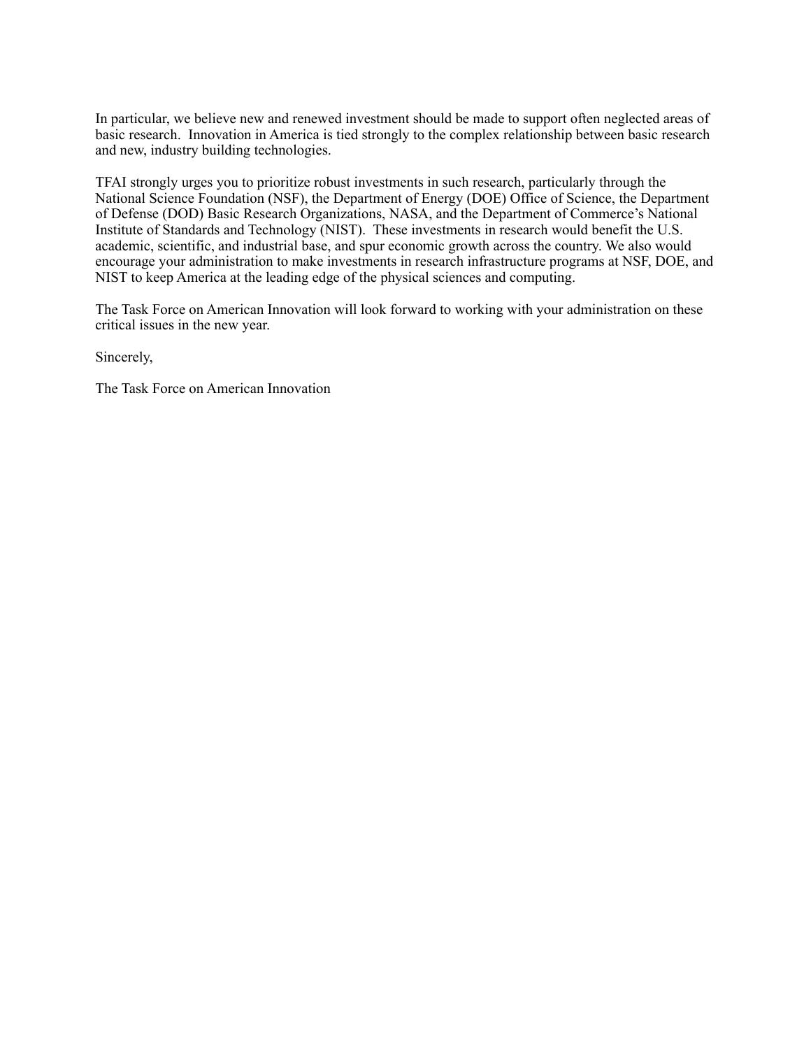In particular, we believe new and renewed investment should be made to support often neglected areas of basic research. Innovation in America is tied strongly to the complex relationship between basic research and new, industry building technologies.

TFAI strongly urges you to prioritize robust investments in such research, particularly through the National Science Foundation (NSF), the Department of Energy (DOE) Office of Science, the Department of Defense (DOD) Basic Research Organizations, NASA, and the Department of Commerce's National Institute of Standards and Technology (NIST). These investments in research would benefit the U.S. academic, scientific, and industrial base, and spur economic growth across the country. We also would encourage your administration to make investments in research infrastructure programs at NSF, DOE, and NIST to keep America at the leading edge of the physical sciences and computing.

The Task Force on American Innovation will look forward to working with your administration on these critical issues in the new year.

Sincerely,

The Task Force on American Innovation